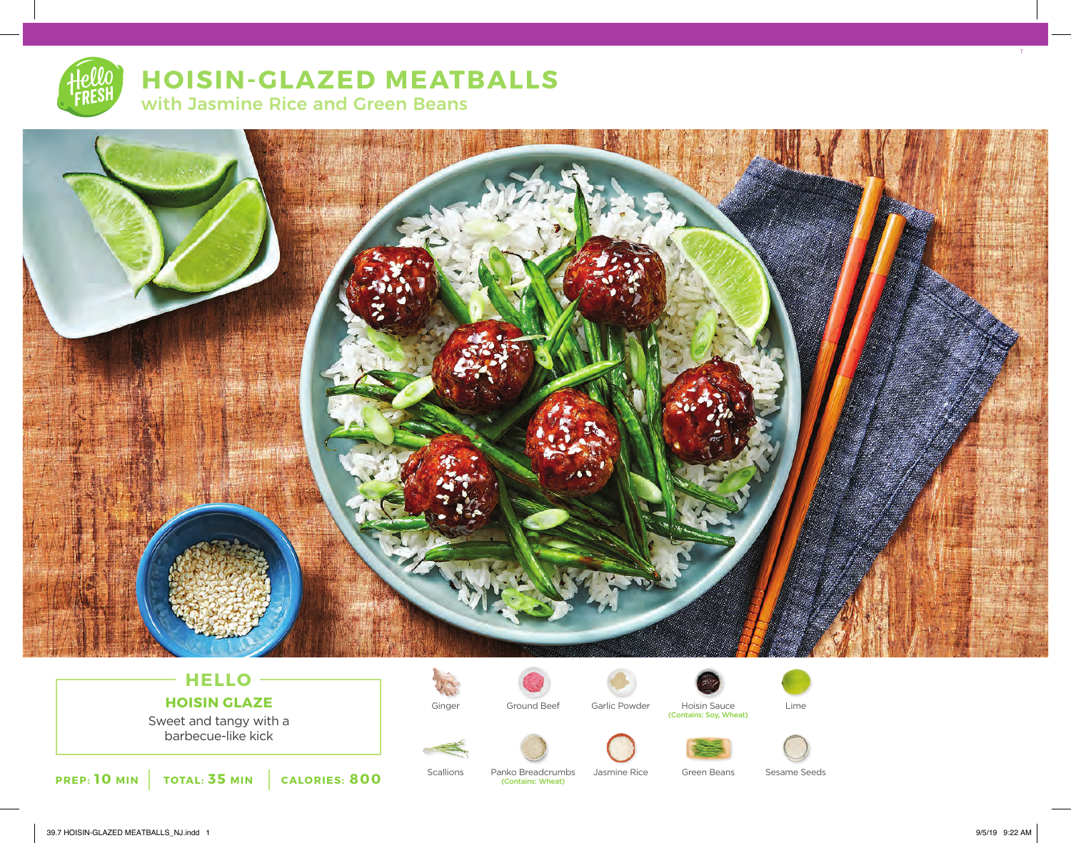# HOISIN-GLAZED MEATBALLS

## with Jasmine Rice and Green Beans

### HELLO

**HOISIN GLAZE**

Sweet and tangy with a barbecue-like kick

**PREP: 10 MIN** | **TOTAL: 35 MIN** | **CALORIES: 800**

- Ginger
- Ground Beef
- Garlic Powder
- Hoisin Sauce (Contains: Soy, Wheat)
- Lime
- Scallions
- Panko Breadcrumbs (Contains: Wheat)
- Jasmine Rice
- Green Beans
- Sesame Seeds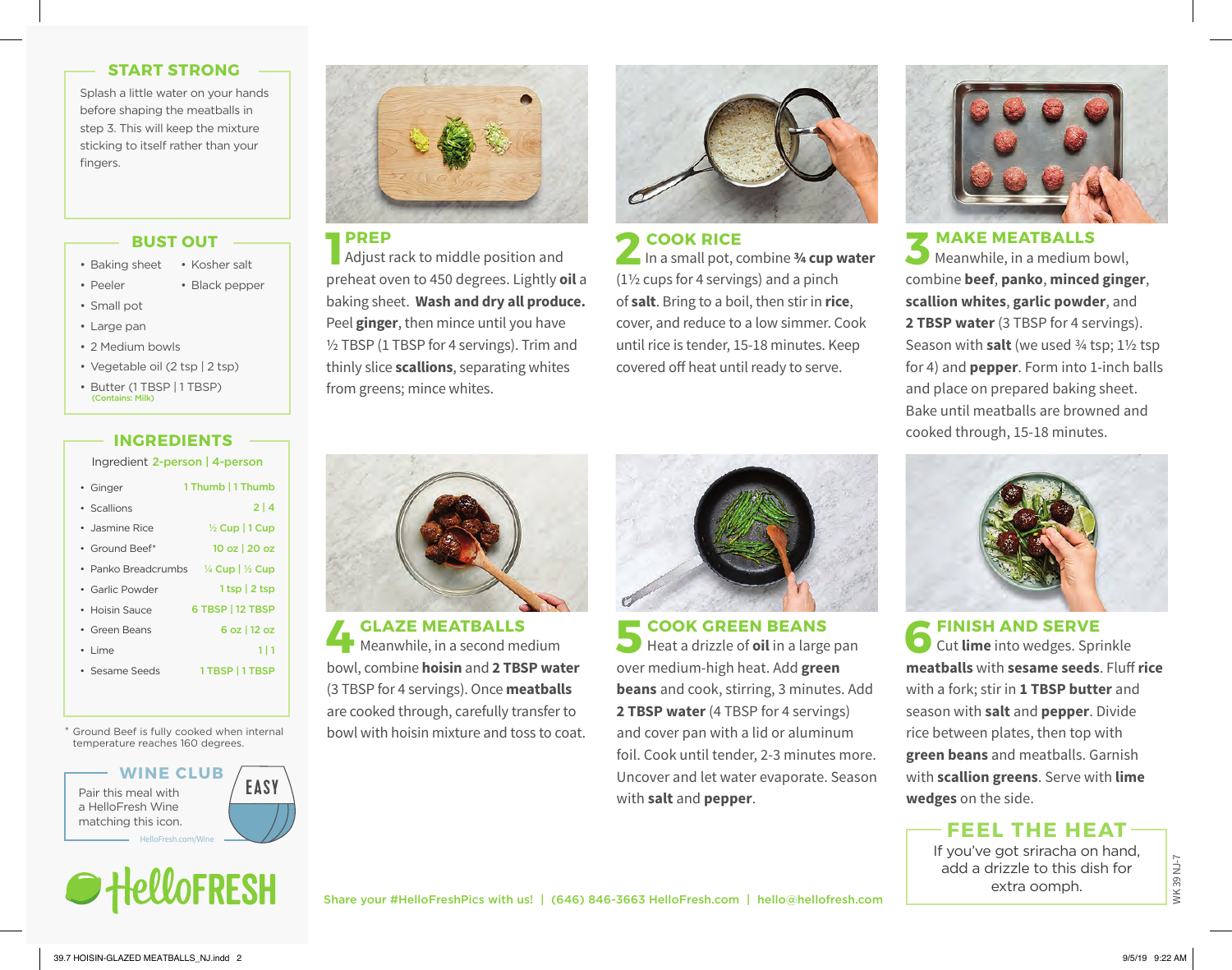## START STRONG

Splash a little water on your hands before shaping the meatballs in step 3. This will keep the mixture sticking to itself rather than your fingers.

## BUST OUT

- Baking sheet
- Peeler
- Small pot
- Large pan
- 2 Medium bowls
- Vegetable oil (2 tsp | 2 tsp)
- Butter (1 TBSP | 1 TBSP) (Contains: Milk)
- Kosher salt
- Black pepper

## INGREDIENTS

| Ingredient | 2-person \| 4-person |
|---|---|
| Ginger | 1 Thumb \| 1 Thumb |
| Scallions | 2 \| 4 |
| Jasmine Rice | ½ Cup \| 1 Cup |
| Ground Beef* | 10 oz \| 20 oz |
| Panko Breadcrumbs | ¼ Cup \| ½ Cup |
| Garlic Powder | 1 tsp \| 2 tsp |
| Hoisin Sauce | 6 TBSP \| 12 TBSP |
| Green Beans | 6 oz \| 12 oz |
| Lime | 1 \| 1 |
| Sesame Seeds | 1 TBSP \| 1 TBSP |

\* Ground Beef is fully cooked when internal temperature reaches 160 degrees.

## WINE CLUB

Pair this meal with a HelloFresh Wine matching this icon.

EASY

HelloFresh.com/Wine

HelloFRESH

### 1 PREP

Adjust rack to middle position and preheat oven to 450 degrees. Lightly **oil** a baking sheet. **Wash and dry all produce.** Peel **ginger**, then mince until you have ½ TBSP (1 TBSP for 4 servings). Trim and thinly slice **scallions**, separating whites from greens; mince whites.

### 2 COOK RICE

In a small pot, combine **¾ cup water** (1½ cups for 4 servings) and a pinch of **salt**. Bring to a boil, then stir in **rice**, cover, and reduce to a low simmer. Cook until rice is tender, 15-18 minutes. Keep covered off heat until ready to serve.

### 3 MAKE MEATBALLS

Meanwhile, in a medium bowl, combine **beef**, **panko**, **minced ginger**, **scallion whites**, **garlic powder**, and **2 TBSP water** (3 TBSP for 4 servings). Season with **salt** (we used ¾ tsp; 1½ tsp for 4) and **pepper**. Form into 1-inch balls and place on prepared baking sheet. Bake until meatballs are browned and cooked through, 15-18 minutes.

### 4 GLAZE MEATBALLS

Meanwhile, in a second medium bowl, combine **hoisin** and **2 TBSP water** (3 TBSP for 4 servings). Once **meatballs** are cooked through, carefully transfer to bowl with hoisin mixture and toss to coat.

### 5 COOK GREEN BEANS

Heat a drizzle of **oil** in a large pan over medium-high heat. Add **green beans** and cook, stirring, 3 minutes. Add **2 TBSP water** (4 TBSP for 4 servings) and cover pan with a lid or aluminum foil. Cook until tender, 2-3 minutes more. Uncover and let water evaporate. Season with **salt** and **pepper**.

### 6 FINISH AND SERVE

Cut **lime** into wedges. Sprinkle **meatballs** with **sesame seeds**. Fluff **rice** with a fork; stir in **1 TBSP butter** and season with **salt** and **pepper**. Divide rice between plates, then top with **green beans** and meatballs. Garnish with **scallion greens**. Serve with **lime wedges** on the side.

## FEEL THE HEAT

If you've got sriracha on hand, add a drizzle to this dish for extra oomph.

Share your #HelloFreshPics with us! | (646) 846-3663 HelloFresh.com | hello@hellofresh.com

WK 39 NJ-7